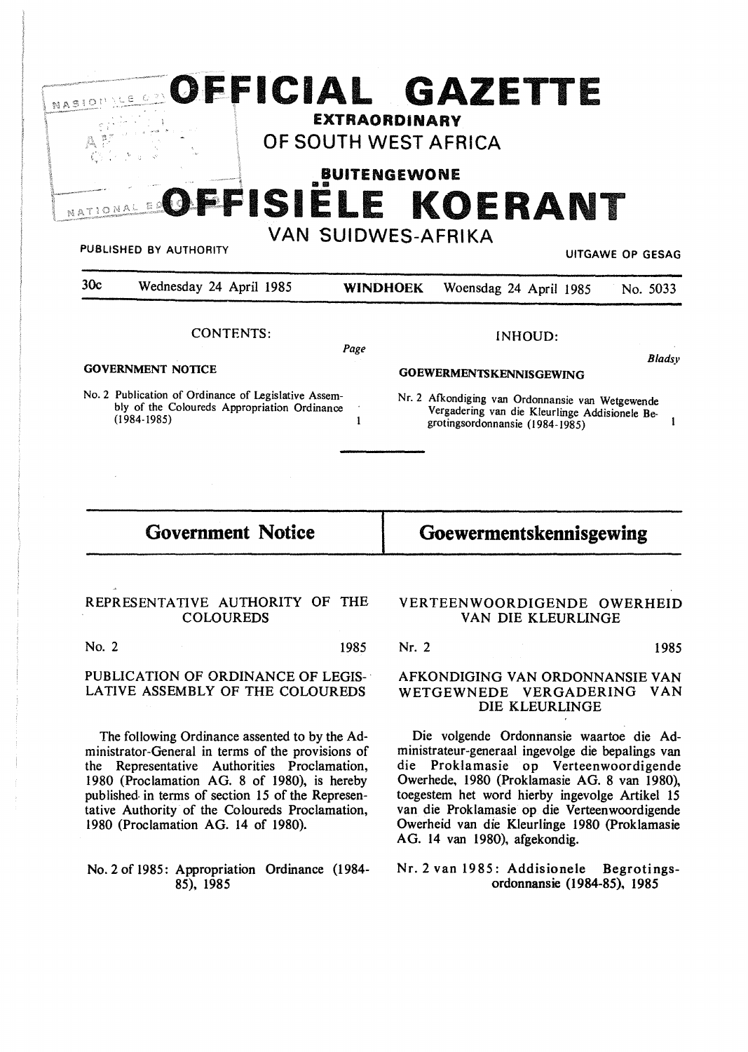# OFFICIAL GAZETTE

## EXTRAORDINARY

## OF SOUTH WEST AFRICA

## BUITENGEWONE

# OFFISIËLE KOERANT

## VAN SUIDWES-AFRIKA

PUBLISHED BY AUTHORITY — UITGAWE OP GESAG

30c — Wednesday 24 April 1985 — **WINDHOEK** — Woensdag 24 April 1985 — No. 5033

CONTENTS: *Page*

**GOVERNMENT NOTICE**

No. 2 Publication of Ordinance of Legislative Assembly of the Coloureds Appropriation Ordinance (1984-1985) ... 1

INHOUD: *Bladsy*

**GOEWERMENTSKENNISGEWING**

Nr. 2 Afkondiging van Ordonnansie van Wetgewende Vergadering van die Kleurlinge Addisionele Begrotingsordonnansie (1984-1985) ... 1

## Government Notice

REPRESENTATIVE AUTHORITY OF THE COLOUREDS

No. 2 — 1985

PUBLICATION OF ORDINANCE OF LEGISLATIVE ASSEMBLY OF THE COLOUREDS

The following Ordinance assented to by the Administrator-General in terms of the provisions of the Representative Authorities Proclamation, 1980 (Proclamation AG. 8 of 1980), is hereby published in terms of section 15 of the Representative Authority of the Coloureds Proclamation, 1980 (Proclamation AG. 14 of 1980).

No. 2 of 1985: Appropriation Ordinance (1984-85), 1985

## Goewermentskennisgewing

VERTEENWOORDIGENDE OWERHEID VAN DIE KLEURLINGE

Nr. 2 — 1985

AFKONDIGING VAN ORDONNANSIE VAN WETGEWNEDE VERGADERING VAN DIE KLEURLINGE

Die volgende Ordonnansie waartoe die Administrateur-generaal ingevolge die bepalings van die Proklamasie op Verteenwoordigende Owerhede, 1980 (Proklamasie AG. 8 van 1980), toegestem het word hierby ingevolge Artikel 15 van die Proklamasie op die Verteenwoordigende Owerheid van die Kleurlinge 1980 (Proklamasie AG. 14 van 1980), afgekondig.

Nr. 2 van 1985: Addisionele Begrotingsordonnansie (1984-85), 1985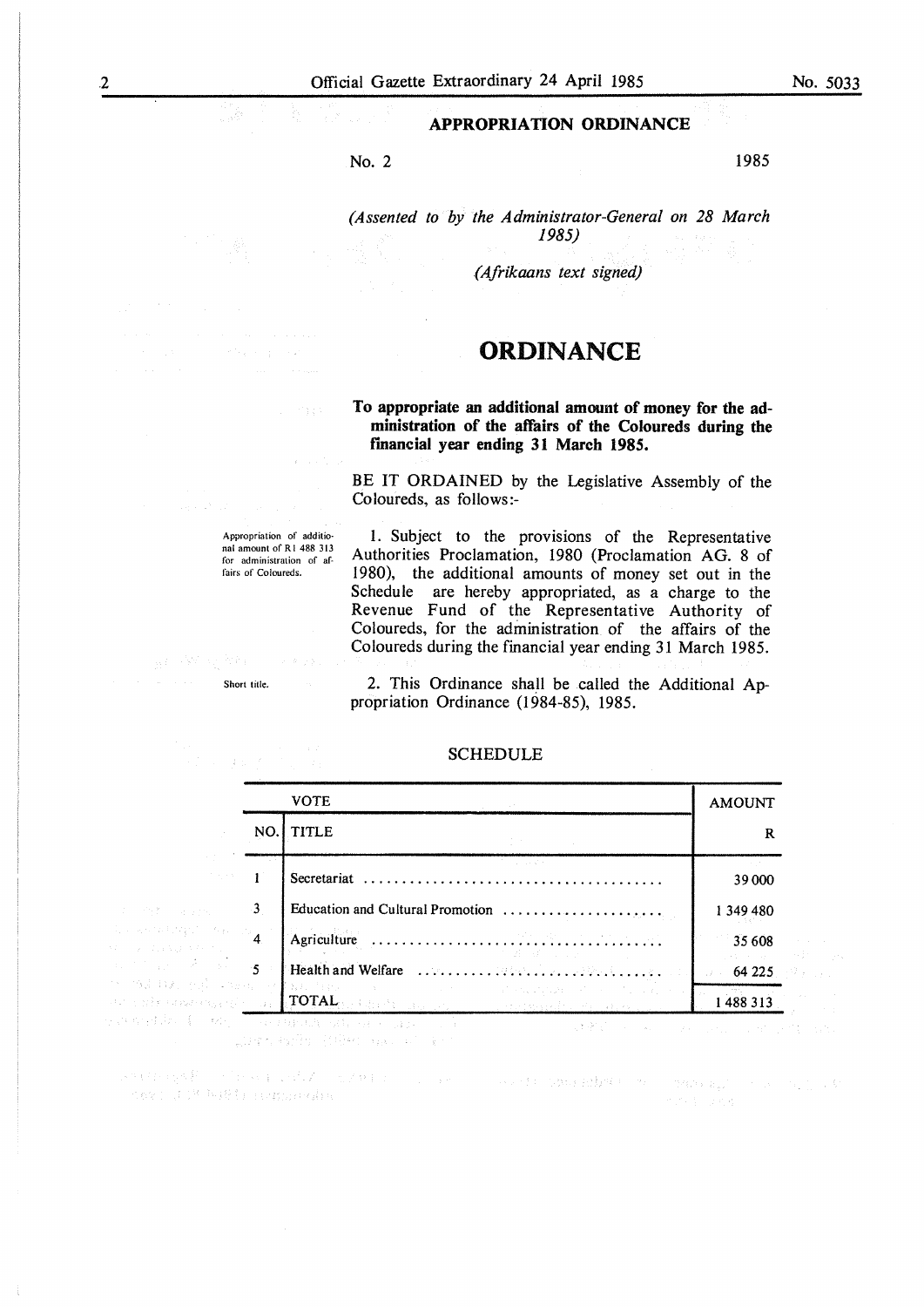## APPROPRIATION ORDINANCE

No. 2 1985

*(Assented to by the Administrator-General on 28 March 1985)*

*(Afrikaans text signed)*

# ORDINANCE

**To appropriate an additional amount of money for the administration of the affairs of the Coloureds during the financial year ending 31 March 1985.**

BE IT ORDAINED by the Legislative Assembly of the Coloureds, as follows:-

Appropriation of additional amount of R1 488 313 for administration of affairs of Coloureds.

1. Subject to the provisions of the Representative Authorities Proclamation, 1980 (Proclamation AG. 8 of 1980), the additional amounts of money set out in the Schedule are hereby appropriated, as a charge to the Revenue Fund of the Representative Authority of Coloureds, for the administration of the affairs of the Coloureds during the financial year ending 31 March 1985.

Short title.

2. This Ordinance shall be called the Additional Appropriation Ordinance (1984-85), 1985.

SCHEDULE

| VOTE | | AMOUNT |
|---|---|---|
| NO. | TITLE | R |
| 1 | Secretariat | 39 000 |
| 3 | Education and Cultural Promotion | 1 349 480 |
| 4 | Agriculture | 35 608 |
| 5 | Health and Welfare | 64 225 |
| | TOTAL | 1 488 313 |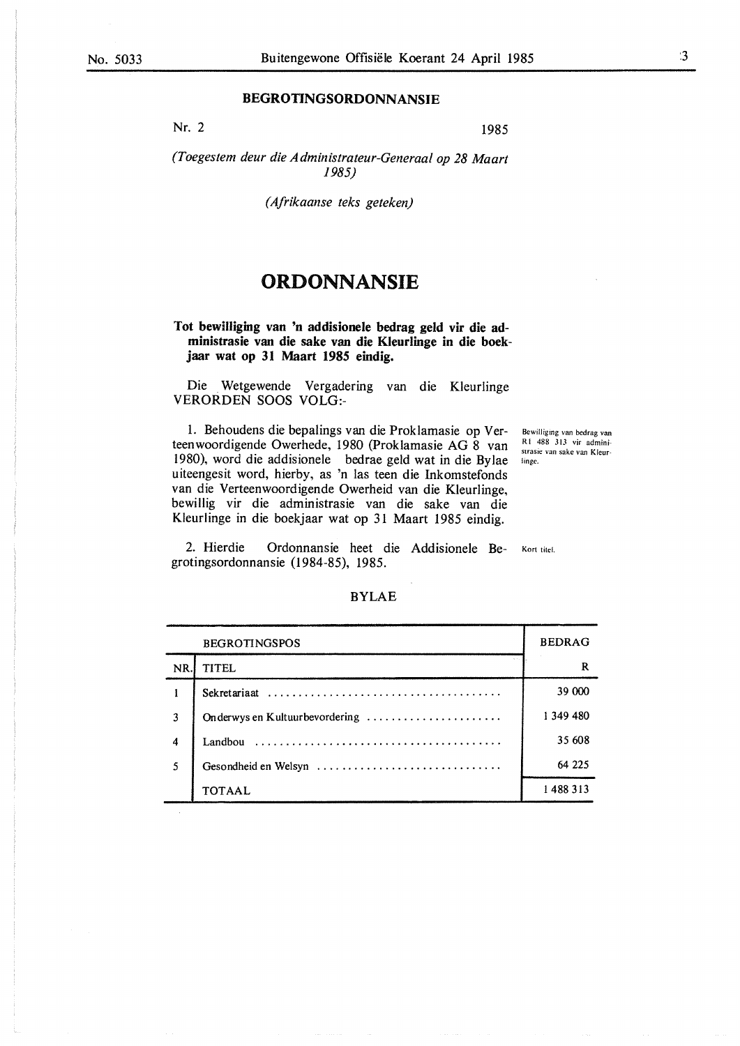**BEGROTINGSORDONNANSIE**

Nr. 2 1985

*(Toegestem deur die Administrateur-Generaal op 28 Maart 1985)*

*(Afrikaanse teks geteken)*

# ORDONNANSIE

**Tot bewilliging van 'n addisionele bedrag geld vir die administrasie van die sake van die Kleurlinge in die boekjaar wat op 31 Maart 1985 eindig.**

Die Wetgewende Vergadering van die Kleurlinge VERORDEN SOOS VOLG:-

Bewilliging van bedrag van R1 488 313 vir administrasie van sake van Kleurlinge.

1. Behoudens die bepalings van die Proklamasie op Verteenwoordigende Owerhede, 1980 (Proklamasie AG 8 van 1980), word die addisionele bedrae geld wat in die Bylae uiteengesit word, hierby, as 'n las teen die Inkomstefonds van die Verteenwoordigende Owerheid van die Kleurlinge, bewillig vir die administrasie van die sake van die Kleurlinge in die boekjaar wat op 31 Maart 1985 eindig.

Kort titel.

2. Hierdie Ordonnansie heet die Addisionele Begrotingsordonnansie (1984-85), 1985.

BYLAE

| BEGROTINGSPOS | | BEDRAG |
|---|---|---|
| NR. | TITEL | R |
| 1 | Sekretariaat | 39 000 |
| 3 | Onderwys en Kultuurbevordering | 1 349 480 |
| 4 | Landbou | 35 608 |
| 5 | Gesondheid en Welsyn | 64 225 |
| | TOTAAL | 1 488 313 |